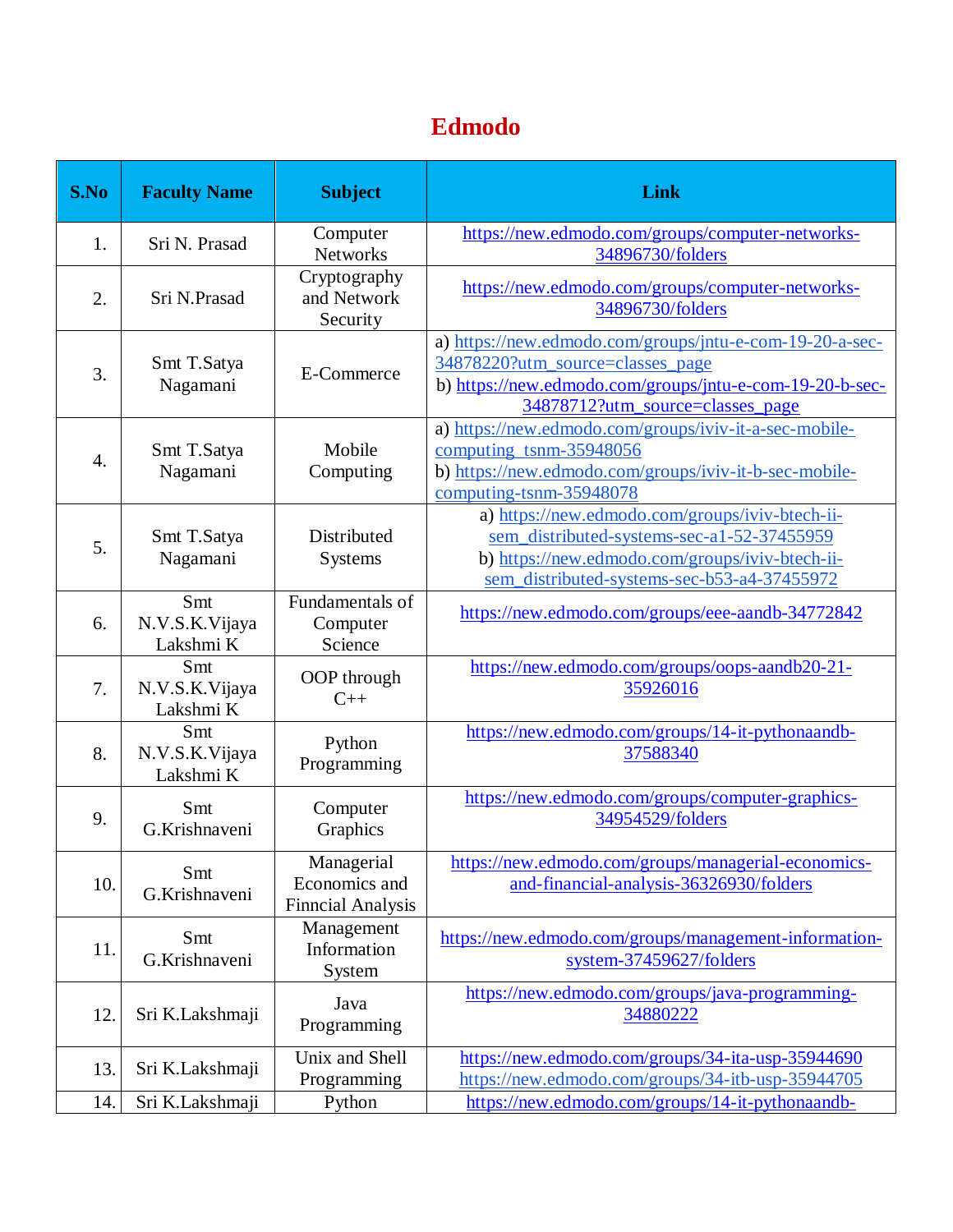# Edmodo

| S.No | Faculty Name | Subject | Link |
|---|---|---|---|
| 1. | Sri N. Prasad | Computer Networks | https://new.edmodo.com/groups/computer-networks-34896730/folders |
| 2. | Sri N.Prasad | Cryptography and Network Security | https://new.edmodo.com/groups/computer-networks-34896730/folders |
| 3. | Smt T.Satya Nagamani | E-Commerce | a) https://new.edmodo.com/groups/jntu-e-com-19-20-a-sec-34878220?utm_source=classes_page b) https://new.edmodo.com/groups/jntu-e-com-19-20-b-sec-34878712?utm_source=classes_page |
| 4. | Smt T.Satya Nagamani | Mobile Computing | a) https://new.edmodo.com/groups/iviv-it-a-sec-mobile-computing_tsnm-35948056 b) https://new.edmodo.com/groups/iviv-it-b-sec-mobile-computing-tsnm-35948078 |
| 5. | Smt T.Satya Nagamani | Distributed Systems | a) https://new.edmodo.com/groups/iviv-btech-ii-sem_distributed-systems-sec-a1-52-37455959 b) https://new.edmodo.com/groups/iviv-btech-ii-sem_distributed-systems-sec-b53-a4-37455972 |
| 6. | Smt N.V.S.K.Vijaya Lakshmi K | Fundamentals of Computer Science | https://new.edmodo.com/groups/eee-aandb-34772842 |
| 7. | Smt N.V.S.K.Vijaya Lakshmi K | OOP through C++ | https://new.edmodo.com/groups/oops-aandb20-21-35926016 |
| 8. | Smt N.V.S.K.Vijaya Lakshmi K | Python Programming | https://new.edmodo.com/groups/14-it-pythonaandb-37588340 |
| 9. | Smt G.Krishnaveni | Computer Graphics | https://new.edmodo.com/groups/computer-graphics-34954529/folders |
| 10. | Smt G.Krishnaveni | Managerial Economics and Finncial Analysis | https://new.edmodo.com/groups/managerial-economics-and-financial-analysis-36326930/folders |
| 11. | Smt G.Krishnaveni | Management Information System | https://new.edmodo.com/groups/management-information-system-37459627/folders |
| 12. | Sri K.Lakshmaji | Java Programming | https://new.edmodo.com/groups/java-programming-34880222 |
| 13. | Sri K.Lakshmaji | Unix and Shell Programming | https://new.edmodo.com/groups/34-ita-usp-35944690 https://new.edmodo.com/groups/34-itb-usp-35944705 |
| 14. | Sri K.Lakshmaji | Python | https://new.edmodo.com/groups/14-it-pythonaandb- |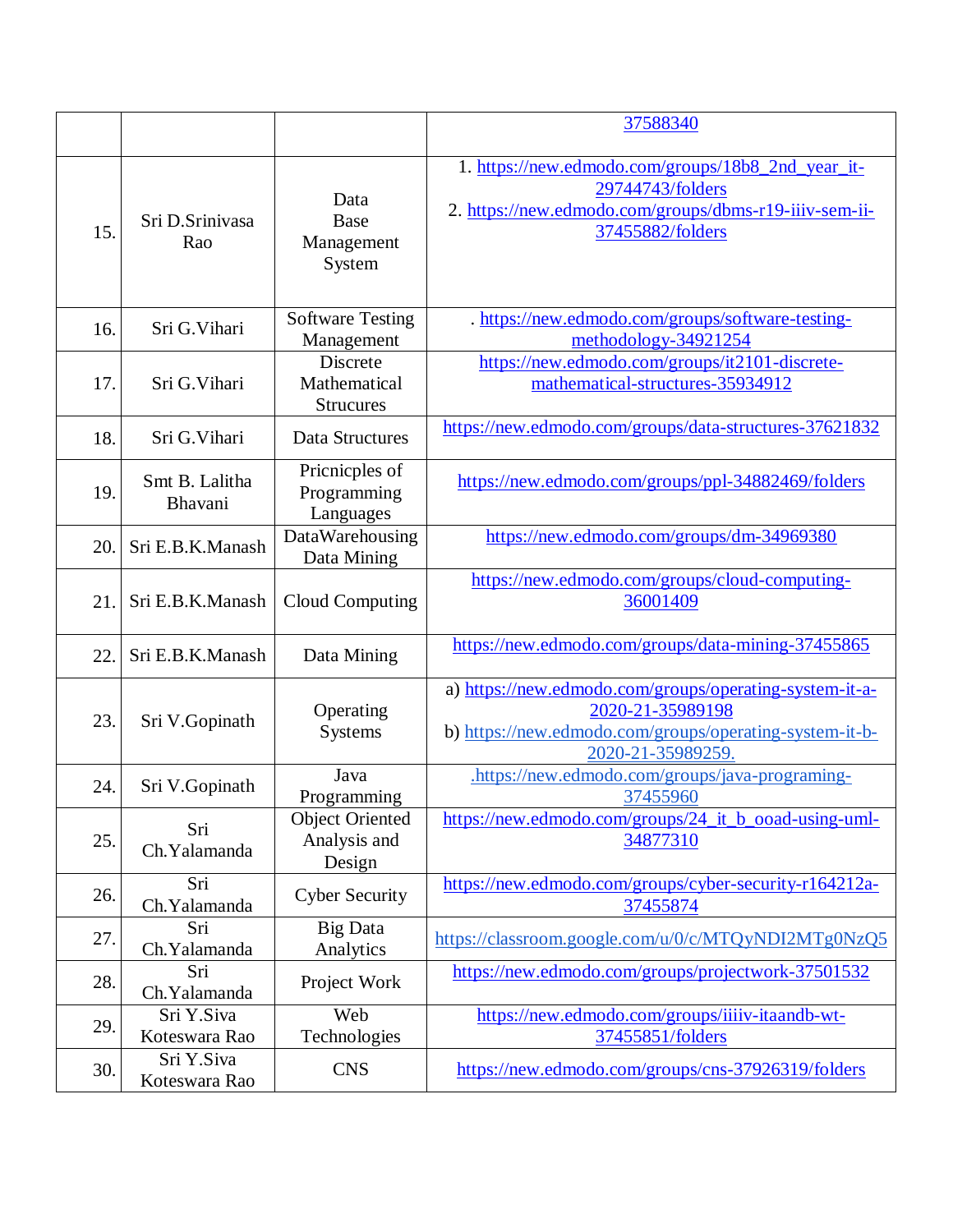| | | | |
|---|---|---|---|
| | | | 37588340 |
| 15. | Sri D.Srinivasa Rao | Data Base Management System | 1. https://new.edmodo.com/groups/18b8_2nd_year_it-29744743/folders<br>2. https://new.edmodo.com/groups/dbms-r19-iiiv-sem-ii-37455882/folders |
| 16. | Sri G.Vihari | Software Testing Management | . https://new.edmodo.com/groups/software-testing-methodology-34921254 |
| 17. | Sri G.Vihari | Discrete Mathematical Strucures | https://new.edmodo.com/groups/it2101-discrete-mathematical-structures-35934912 |
| 18. | Sri G.Vihari | Data Structures | https://new.edmodo.com/groups/data-structures-37621832 |
| 19. | Smt B. Lalitha Bhavani | Pricnicples of Programming Languages | https://new.edmodo.com/groups/ppl-34882469/folders |
| 20. | Sri E.B.K.Manash | DataWarehousing Data Mining | https://new.edmodo.com/groups/dm-34969380 |
| 21. | Sri E.B.K.Manash | Cloud Computing | https://new.edmodo.com/groups/cloud-computing-36001409 |
| 22. | Sri E.B.K.Manash | Data Mining | https://new.edmodo.com/groups/data-mining-37455865 |
| 23. | Sri V.Gopinath | Operating Systems | a) https://new.edmodo.com/groups/operating-system-it-a-2020-21-35989198<br>b) https://new.edmodo.com/groups/operating-system-it-b-2020-21-35989259. |
| 24. | Sri V.Gopinath | Java Programming | .https://new.edmodo.com/groups/java-programing-37455960 |
| 25. | Sri Ch.Yalamanda | Object Oriented Analysis and Design | https://new.edmodo.com/groups/24_it_b_ooad-using-uml-34877310 |
| 26. | Sri Ch.Yalamanda | Cyber Security | https://new.edmodo.com/groups/cyber-security-r164212a-37455874 |
| 27. | Sri Ch.Yalamanda | Big Data Analytics | https://classroom.google.com/u/0/c/MTQyNDI2MTg0NzQ5 |
| 28. | Sri Ch.Yalamanda | Project Work | https://new.edmodo.com/groups/projectwork-37501532 |
| 29. | Sri Y.Siva Koteswara Rao | Web Technologies | https://new.edmodo.com/groups/iiiiv-itaandb-wt-37455851/folders |
| 30. | Sri Y.Siva Koteswara Rao | CNS | https://new.edmodo.com/groups/cns-37926319/folders |